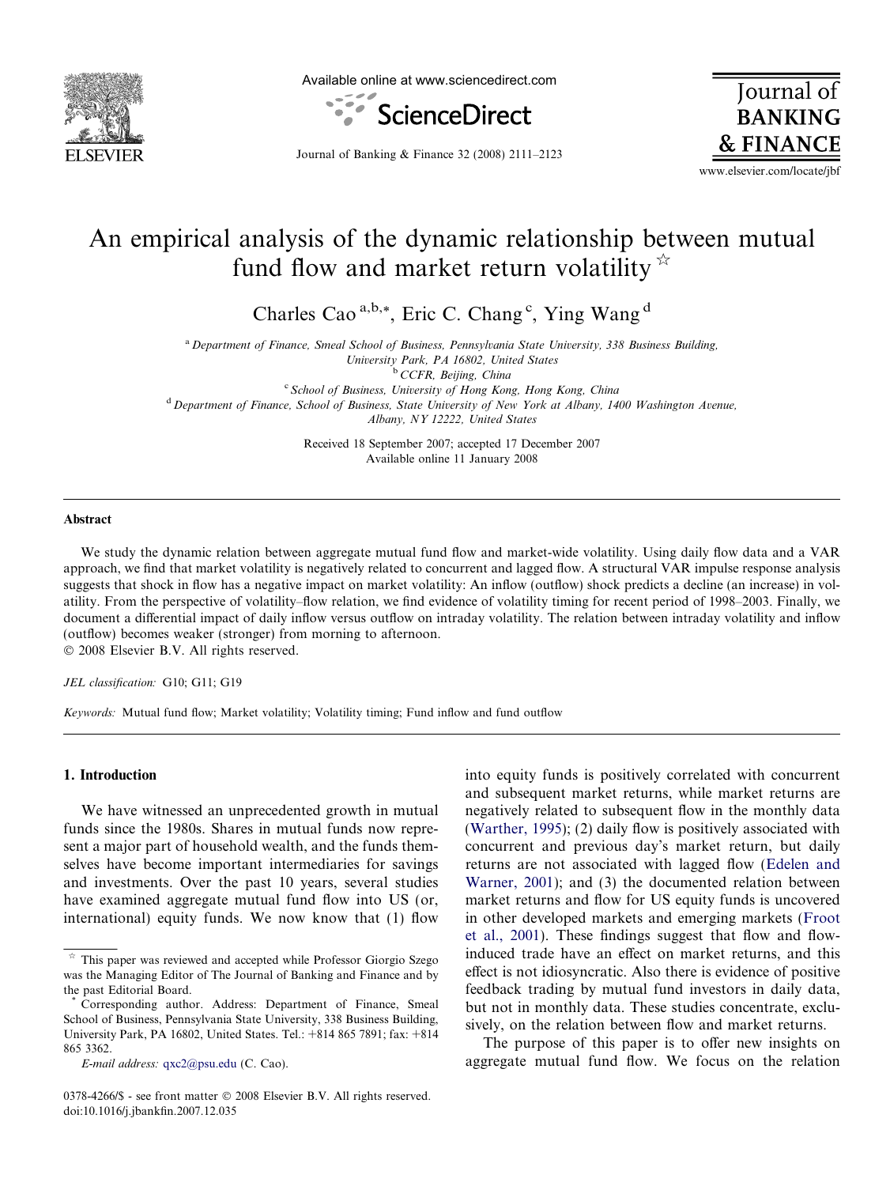# An empirical analysis of the dynamic relationship between mutual fund flow and market return volatility ☆

Charles Cao [a,b,*], Eric C. Chang [c], Ying Wang [d]

[a] Department of Finance, Smeal School of Business, Pennsylvania State University, 338 Business Building, University Park, PA 16802, United States

[b] CCFR, Beijing, China

[c] School of Business, University of Hong Kong, Hong Kong, China

[d] Department of Finance, School of Business, State University of New York at Albany, 1400 Washington Avenue, Albany, NY 12222, United States

Received 18 September 2007; accepted 17 December 2007
Available online 11 January 2008

## Abstract

We study the dynamic relation between aggregate mutual fund flow and market-wide volatility. Using daily flow data and a VAR approach, we find that market volatility is negatively related to concurrent and lagged flow. A structural VAR impulse response analysis suggests that shock in flow has a negative impact on market volatility: An inflow (outflow) shock predicts a decline (an increase) in volatility. From the perspective of volatility–flow relation, we find evidence of volatility timing for recent period of 1998–2003. Finally, we document a differential impact of daily inflow versus outflow on intraday volatility. The relation between intraday volatility and inflow (outflow) becomes weaker (stronger) from morning to afternoon.

© 2008 Elsevier B.V. All rights reserved.

*JEL classification:* G10; G11; G19

*Keywords:* Mutual fund flow; Market volatility; Volatility timing; Fund inflow and fund outflow

## 1. Introduction

We have witnessed an unprecedented growth in mutual funds since the 1980s. Shares in mutual funds now represent a major part of household wealth, and the funds themselves have become important intermediaries for savings and investments. Over the past 10 years, several studies have examined aggregate mutual fund flow into US (or, international) equity funds. We now know that (1) flow into equity funds is positively correlated with concurrent and subsequent market returns, while market returns are negatively related to subsequent flow in the monthly data (Warther, 1995); (2) daily flow is positively associated with concurrent and previous day's market return, but daily returns are not associated with lagged flow (Edelen and Warner, 2001); and (3) the documented relation between market returns and flow for US equity funds is uncovered in other developed markets and emerging markets (Froot et al., 2001). These findings suggest that flow and flow-induced trade have an effect on market returns, and this effect is not idiosyncratic. Also there is evidence of positive feedback trading by mutual fund investors in daily data, but not in monthly data. These studies concentrate, exclusively, on the relation between flow and market returns.

The purpose of this paper is to offer new insights on aggregate mutual fund flow. We focus on the relation

---

☆ This paper was reviewed and accepted while Professor Giorgio Szego was the Managing Editor of The Journal of Banking and Finance and by the past Editorial Board.

\* Corresponding author. Address: Department of Finance, Smeal School of Business, Pennsylvania State University, 338 Business Building, University Park, PA 16802, United States. Tel.: +814 865 7891; fax: +814 865 3362.

*E-mail address:* qxc2@psu.edu (C. Cao).

0378-4266/$ - see front matter © 2008 Elsevier B.V. All rights reserved.
doi:10.1016/j.jbankfin.2007.12.035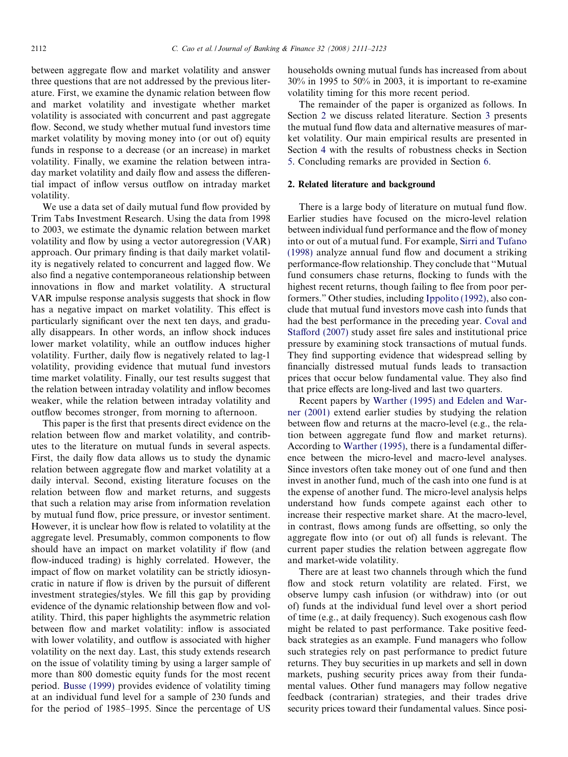between aggregate flow and market volatility and answer three questions that are not addressed by the previous literature. First, we examine the dynamic relation between flow and market volatility and investigate whether market volatility is associated with concurrent and past aggregate flow. Second, we study whether mutual fund investors time market volatility by moving money into (or out of) equity funds in response to a decrease (or an increase) in market volatility. Finally, we examine the relation between intraday market volatility and daily flow and assess the differential impact of inflow versus outflow on intraday market volatility.

We use a data set of daily mutual fund flow provided by Trim Tabs Investment Research. Using the data from 1998 to 2003, we estimate the dynamic relation between market volatility and flow by using a vector autoregression (VAR) approach. Our primary finding is that daily market volatility is negatively related to concurrent and lagged flow. We also find a negative contemporaneous relationship between innovations in flow and market volatility. A structural VAR impulse response analysis suggests that shock in flow has a negative impact on market volatility. This effect is particularly significant over the next ten days, and gradually disappears. In other words, an inflow shock induces lower market volatility, while an outflow induces higher volatility. Further, daily flow is negatively related to lag-1 volatility, providing evidence that mutual fund investors time market volatility. Finally, our test results suggest that the relation between intraday volatility and inflow becomes weaker, while the relation between intraday volatility and outflow becomes stronger, from morning to afternoon.

This paper is the first that presents direct evidence on the relation between flow and market volatility, and contributes to the literature on mutual funds in several aspects. First, the daily flow data allows us to study the dynamic relation between aggregate flow and market volatility at a daily interval. Second, existing literature focuses on the relation between flow and market returns, and suggests that such a relation may arise from information revelation by mutual fund flow, price pressure, or investor sentiment. However, it is unclear how flow is related to volatility at the aggregate level. Presumably, common components to flow should have an impact on market volatility if flow (and flow-induced trading) is highly correlated. However, the impact of flow on market volatility can be strictly idiosyncratic in nature if flow is driven by the pursuit of different investment strategies/styles. We fill this gap by providing evidence of the dynamic relationship between flow and volatility. Third, this paper highlights the asymmetric relation between flow and market volatility: inflow is associated with lower volatility, and outflow is associated with higher volatility on the next day. Last, this study extends research on the issue of volatility timing by using a larger sample of more than 800 domestic equity funds for the most recent period. Busse (1999) provides evidence of volatility timing at an individual fund level for a sample of 230 funds and for the period of 1985–1995. Since the percentage of US households owning mutual funds has increased from about 30% in 1995 to 50% in 2003, it is important to re-examine volatility timing for this more recent period.

The remainder of the paper is organized as follows. In Section 2 we discuss related literature. Section 3 presents the mutual fund flow data and alternative measures of market volatility. Our main empirical results are presented in Section 4 with the results of robustness checks in Section 5. Concluding remarks are provided in Section 6.

## 2. Related literature and background

There is a large body of literature on mutual fund flow. Earlier studies have focused on the micro-level relation between individual fund performance and the flow of money into or out of a mutual fund. For example, Sirri and Tufano (1998) analyze annual fund flow and document a striking performance-flow relationship. They conclude that "Mutual fund consumers chase returns, flocking to funds with the highest recent returns, though failing to flee from poor performers." Other studies, including Ippolito (1992), also conclude that mutual fund investors move cash into funds that had the best performance in the preceding year. Coval and Stafford (2007) study asset fire sales and institutional price pressure by examining stock transactions of mutual funds. They find supporting evidence that widespread selling by financially distressed mutual funds leads to transaction prices that occur below fundamental value. They also find that price effects are long-lived and last two quarters.

Recent papers by Warther (1995) and Edelen and Warner (2001) extend earlier studies by studying the relation between flow and returns at the macro-level (e.g., the relation between aggregate fund flow and market returns). According to Warther (1995), there is a fundamental difference between the micro-level and macro-level analyses. Since investors often take money out of one fund and then invest in another fund, much of the cash into one fund is at the expense of another fund. The micro-level analysis helps understand how funds compete against each other to increase their respective market share. At the macro-level, in contrast, flows among funds are offsetting, so only the aggregate flow into (or out of) all funds is relevant. The current paper studies the relation between aggregate flow and market-wide volatility.

There are at least two channels through which the fund flow and stock return volatility are related. First, we observe lumpy cash infusion (or withdraw) into (or out of) funds at the individual fund level over a short period of time (e.g., at daily frequency). Such exogenous cash flow might be related to past performance. Take positive feedback strategies as an example. Fund managers who follow such strategies rely on past performance to predict future returns. They buy securities in up markets and sell in down markets, pushing security prices away from their fundamental values. Other fund managers may follow negative feedback (contrarian) strategies, and their trades drive security prices toward their fundamental values. Since posi-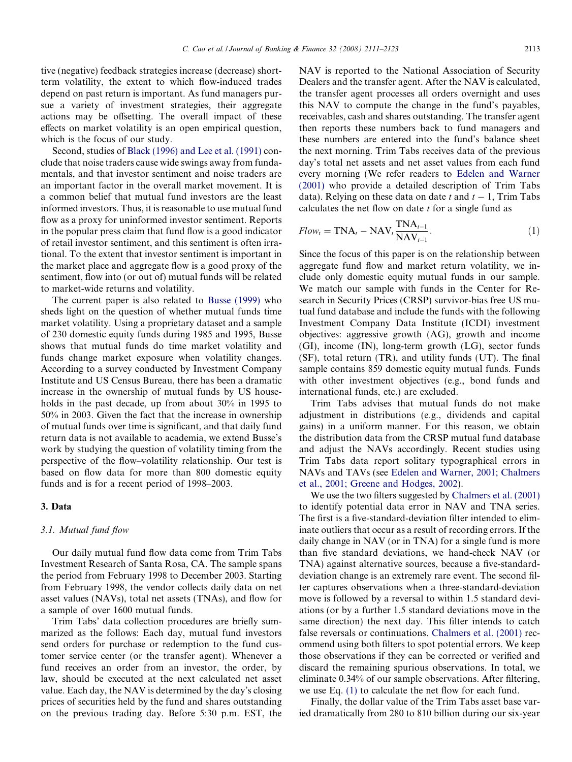tive (negative) feedback strategies increase (decrease) short-term volatility, the extent to which flow-induced trades depend on past return is important. As fund managers pursue a variety of investment strategies, their aggregate actions may be offsetting. The overall impact of these effects on market volatility is an open empirical question, which is the focus of our study.

Second, studies of Black (1996) and Lee et al. (1991) conclude that noise traders cause wide swings away from fundamentals, and that investor sentiment and noise traders are an important factor in the overall market movement. It is a common belief that mutual fund investors are the least informed investors. Thus, it is reasonable to use mutual fund flow as a proxy for uninformed investor sentiment. Reports in the popular press claim that fund flow is a good indicator of retail investor sentiment, and this sentiment is often irrational. To the extent that investor sentiment is important in the market place and aggregate flow is a good proxy of the sentiment, flow into (or out of) mutual funds will be related to market-wide returns and volatility.

The current paper is also related to Busse (1999) who sheds light on the question of whether mutual funds time market volatility. Using a proprietary dataset and a sample of 230 domestic equity funds during 1985 and 1995, Busse shows that mutual funds do time market volatility and funds change market exposure when volatility changes. According to a survey conducted by Investment Company Institute and US Census Bureau, there has been a dramatic increase in the ownership of mutual funds by US households in the past decade, up from about 30% in 1995 to 50% in 2003. Given the fact that the increase in ownership of mutual funds over time is significant, and that daily fund return data is not available to academia, we extend Busse's work by studying the question of volatility timing from the perspective of the flow–volatility relationship. Our test is based on flow data for more than 800 domestic equity funds and is for a recent period of 1998–2003.

## 3. Data

### 3.1. Mutual fund flow

Our daily mutual fund flow data come from Trim Tabs Investment Research of Santa Rosa, CA. The sample spans the period from February 1998 to December 2003. Starting from February 1998, the vendor collects daily data on net asset values (NAVs), total net assets (TNAs), and flow for a sample of over 1600 mutual funds.

Trim Tabs' data collection procedures are briefly summarized as the follows: Each day, mutual fund investors send orders for purchase or redemption to the fund customer service center (or the transfer agent). Whenever a fund receives an order from an investor, the order, by law, should be executed at the next calculated net asset value. Each day, the NAV is determined by the day's closing prices of securities held by the fund and shares outstanding on the previous trading day. Before 5:30 p.m. EST, the NAV is reported to the National Association of Security Dealers and the transfer agent. After the NAV is calculated, the transfer agent processes all orders overnight and uses this NAV to compute the change in the fund's payables, receivables, cash and shares outstanding. The transfer agent then reports these numbers back to fund managers and these numbers are entered into the fund's balance sheet the next morning. Trim Tabs receives data of the previous day's total net assets and net asset values from each fund every morning (We refer readers to Edelen and Warner (2001) who provide a detailed description of Trim Tabs data). Relying on these data on date $t$ and $t-1$, Trim Tabs calculates the net flow on date $t$ for a single fund as

$$Flow_t = \mathrm{TNA}_t - \mathrm{NAV}_t \frac{\mathrm{TNA}_{t-1}}{\mathrm{NAV}_{t-1}}. \tag{1}$$

Since the focus of this paper is on the relationship between aggregate fund flow and market return volatility, we include only domestic equity mutual funds in our sample. We match our sample with funds in the Center for Research in Security Prices (CRSP) survivor-bias free US mutual fund database and include the funds with the following Investment Company Data Institute (ICDI) investment objectives: aggressive growth (AG), growth and income (GI), income (IN), long-term growth (LG), sector funds (SF), total return (TR), and utility funds (UT). The final sample contains 859 domestic equity mutual funds. Funds with other investment objectives (e.g., bond funds and international funds, etc.) are excluded.

Trim Tabs advises that mutual funds do not make adjustment in distributions (e.g., dividends and capital gains) in a uniform manner. For this reason, we obtain the distribution data from the CRSP mutual fund database and adjust the NAVs accordingly. Recent studies using Trim Tabs data report solitary typographical errors in NAVs and TAVs (see Edelen and Warner, 2001; Chalmers et al., 2001; Greene and Hodges, 2002).

We use the two filters suggested by Chalmers et al. (2001) to identify potential data error in NAV and TNA series. The first is a five-standard-deviation filter intended to eliminate outliers that occur as a result of recording errors. If the daily change in NAV (or in TNA) for a single fund is more than five standard deviations, we hand-check NAV (or TNA) against alternative sources, because a five-standard-deviation change is an extremely rare event. The second filter captures observations when a three-standard-deviation move is followed by a reversal to within 1.5 standard deviations (or by a further 1.5 standard deviations move in the same direction) the next day. This filter intends to catch false reversals or continuations. Chalmers et al. (2001) recommend using both filters to spot potential errors. We keep those observations if they can be corrected or verified and discard the remaining spurious observations. In total, we eliminate 0.34% of our sample observations. After filtering, we use Eq. (1) to calculate the net flow for each fund.

Finally, the dollar value of the Trim Tabs asset base varied dramatically from 280 to 810 billion during our six-year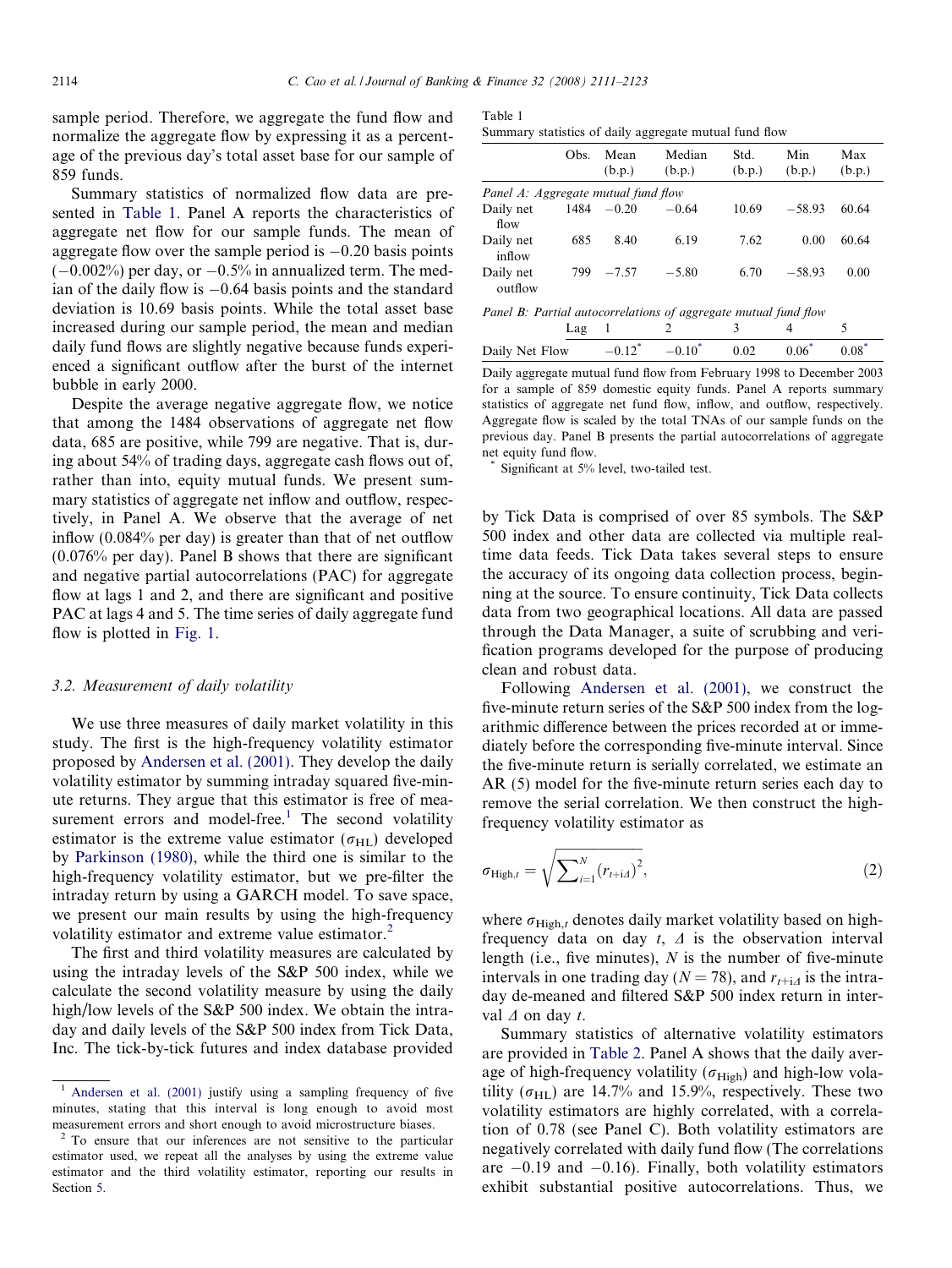sample period. Therefore, we aggregate the fund flow and normalize the aggregate flow by expressing it as a percentage of the previous day's total asset base for our sample of 859 funds.

Summary statistics of normalized flow data are presented in Table 1. Panel A reports the characteristics of aggregate net flow for our sample funds. The mean of aggregate flow over the sample period is −0.20 basis points (−0.002%) per day, or −0.5% in annualized term. The median of the daily flow is −0.64 basis points and the standard deviation is 10.69 basis points. While the total asset base increased during our sample period, the mean and median daily fund flows are slightly negative because funds experienced a significant outflow after the burst of the internet bubble in early 2000.

Despite the average negative aggregate flow, we notice that among the 1484 observations of aggregate net flow data, 685 are positive, while 799 are negative. That is, during about 54% of trading days, aggregate cash flows out of, rather than into, equity mutual funds. We present summary statistics of aggregate net inflow and outflow, respectively, in Panel A. We observe that the average of net inflow (0.084% per day) is greater than that of net outflow (0.076% per day). Panel B shows that there are significant and negative partial autocorrelations (PAC) for aggregate flow at lags 1 and 2, and there are significant and positive PAC at lags 4 and 5. The time series of daily aggregate fund flow is plotted in Fig. 1.

Table 1
Summary statistics of daily aggregate mutual fund flow

| | Obs. | Mean (b.p.) | Median (b.p.) | Std. (b.p.) | Min (b.p.) | Max (b.p.) |
|---|---|---|---|---|---|---|
| *Panel A: Aggregate mutual fund flow* | | | | | | |
| Daily net flow | 1484 | −0.20 | −0.64 | 10.69 | −58.93 | 60.64 |
| Daily net inflow | 685 | 8.40 | 6.19 | 7.62 | 0.00 | 60.64 |
| Daily net outflow | 799 | −7.57 | −5.80 | 6.70 | −58.93 | 0.00 |
| *Panel B: Partial autocorrelations of aggregate mutual fund flow* | | | | | | |
| | Lag | 1 | 2 | 3 | 4 | 5 |
| Daily Net Flow | | −0.12* | −0.10* | 0.02 | 0.06* | 0.08* |

Daily aggregate mutual fund flow from February 1998 to December 2003 for a sample of 859 domestic equity funds. Panel A reports summary statistics of aggregate net fund flow, inflow, and outflow, respectively. Aggregate flow is scaled by the total TNAs of our sample funds on the previous day. Panel B presents the partial autocorrelations of aggregate net equity fund flow.

\* Significant at 5% level, two-tailed test.

### 3.2. Measurement of daily volatility

We use three measures of daily market volatility in this study. The first is the high-frequency volatility estimator proposed by Andersen et al. (2001). They develop the daily volatility estimator by summing intraday squared five-minute returns. They argue that this estimator is free of measurement errors and model-free.[1] The second volatility estimator is the extreme value estimator ($\sigma_{\text{HL}}$) developed by Parkinson (1980), while the third one is similar to the high-frequency volatility estimator, but we pre-filter the intraday return by using a GARCH model. To save space, we present our main results by using the high-frequency volatility estimator and extreme value estimator.[2]

The first and third volatility measures are calculated by using the intraday levels of the S&P 500 index, while we calculate the second volatility measure by using the daily high/low levels of the S&P 500 index. We obtain the intraday and daily levels of the S&P 500 index from Tick Data, Inc. The tick-by-tick futures and index database provided by Tick Data is comprised of over 85 symbols. The S&P 500 index and other data are collected via multiple real-time data feeds. Tick Data takes several steps to ensure the accuracy of its ongoing data collection process, beginning at the source. To ensure continuity, Tick Data collects data from two geographical locations. All data are passed through the Data Manager, a suite of scrubbing and verification programs developed for the purpose of producing clean and robust data.

Following Andersen et al. (2001), we construct the five-minute return series of the S&P 500 index from the logarithmic difference between the prices recorded at or immediately before the corresponding five-minute interval. Since the five-minute return is serially correlated, we estimate an AR (5) model for the five-minute return series each day to remove the serial correlation. We then construct the high-frequency volatility estimator as

$$\sigma_{\text{High},t} = \sqrt{\sum_{i=1}^{N} (r_{t+i\Delta})^2}, \tag{2}$$

where $\sigma_{\text{High},t}$ denotes daily market volatility based on high-frequency data on day $t$, $\Delta$ is the observation interval length (i.e., five minutes), $N$ is the number of five-minute intervals in one trading day ($N = 78$), and $r_{t+i\Delta}$ is the intraday de-meaned and filtered S&P 500 index return in interval $\Delta$ on day $t$.

Summary statistics of alternative volatility estimators are provided in Table 2. Panel A shows that the daily average of high-frequency volatility ($\sigma_{\text{High}}$) and high-low volatility ($\sigma_{\text{HL}}$) are 14.7% and 15.9%, respectively. These two volatility estimators are highly correlated, with a correlation of 0.78 (see Panel C). Both volatility estimators are negatively correlated with daily fund flow (The correlations are −0.19 and −0.16). Finally, both volatility estimators exhibit substantial positive autocorrelations. Thus, we

[1] Andersen et al. (2001) justify using a sampling frequency of five minutes, stating that this interval is long enough to avoid most measurement errors and short enough to avoid microstructure biases.

[2] To ensure that our inferences are not sensitive to the particular estimator used, we repeat all the analyses by using the extreme value estimator and the third volatility estimator, reporting our results in Section 5.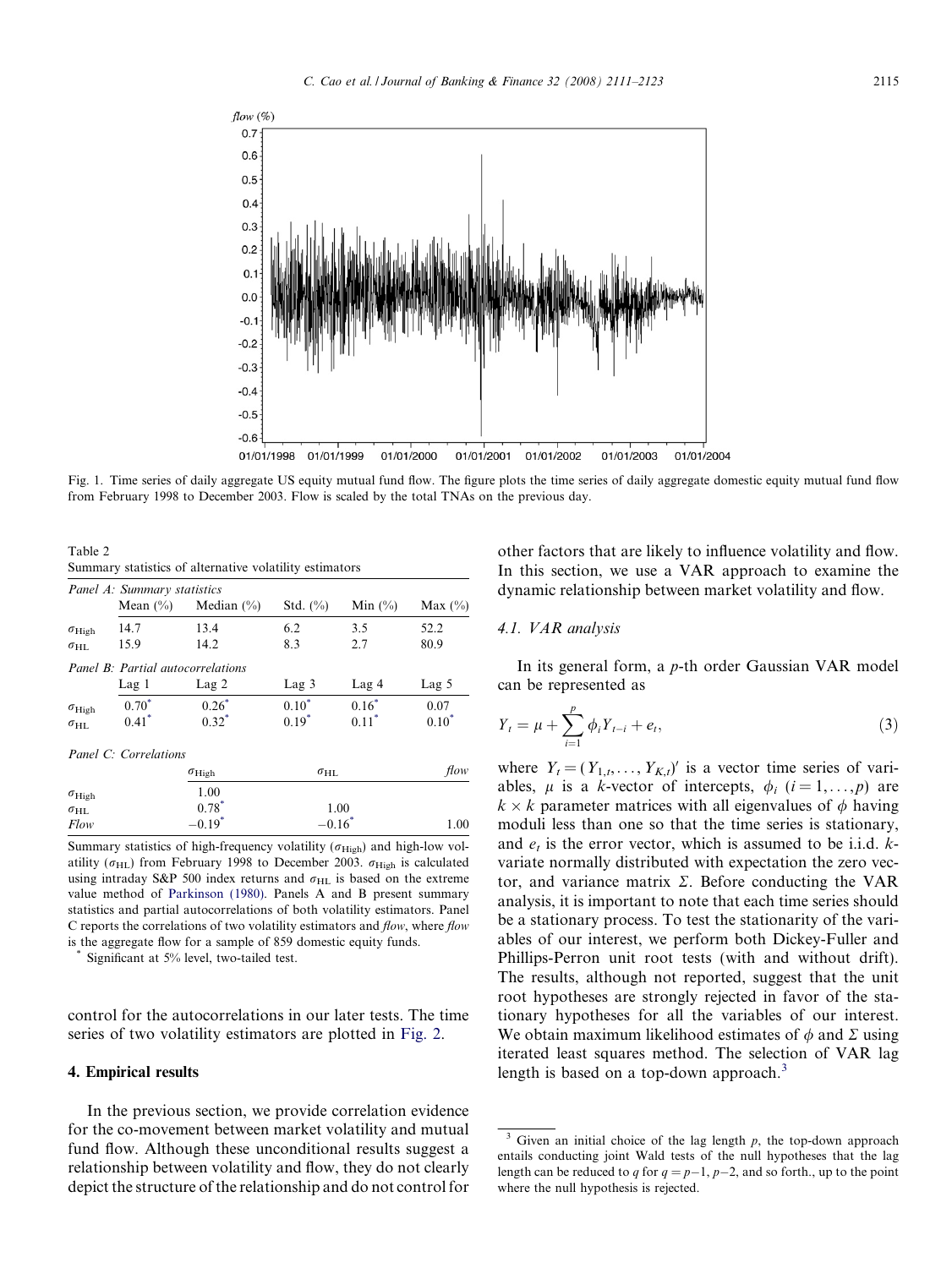Fig. 1. Time series of daily aggregate US equity mutual fund flow. The figure plots the time series of daily aggregate domestic equity mutual fund flow from February 1998 to December 2003. Flow is scaled by the total TNAs on the previous day.

Table 2
Summary statistics of alternative volatility estimators

| *Panel A: Summary statistics* | | | | | |
|---|---|---|---|---|---|
| | Mean (%) | Median (%) | Std. (%) | Min (%) | Max (%) |
| $\sigma_{\text{High}}$ | 14.7 | 13.4 | 6.2 | 3.5 | 52.2 |
| $\sigma_{\text{HL}}$ | 15.9 | 14.2 | 8.3 | 2.7 | 80.9 |
| *Panel B: Partial autocorrelations* | | | | | |
| | Lag 1 | Lag 2 | Lag 3 | Lag 4 | Lag 5 |
| $\sigma_{\text{High}}$ | 0.70* | 0.26* | 0.10* | 0.16* | 0.07 |
| $\sigma_{\text{HL}}$ | 0.41* | 0.32* | 0.19* | 0.11* | 0.10* |

| *Panel C: Correlations* | | | |
|---|---|---|---|
| | $\sigma_{\text{High}}$ | $\sigma_{\text{HL}}$ | *flow* |
| $\sigma_{\text{High}}$ | 1.00 | | |
| $\sigma_{\text{HL}}$ | 0.78* | 1.00 | |
| *Flow* | −0.19* | −0.16* | 1.00 |

Summary statistics of high-frequency volatility ($\sigma_{\text{High}}$) and high-low volatility ($\sigma_{\text{HL}}$) from February 1998 to December 2003. $\sigma_{\text{High}}$ is calculated using intraday S&P 500 index returns and $\sigma_{\text{HL}}$ is based on the extreme value method of Parkinson (1980). Panels A and B present summary statistics and partial autocorrelations of both volatility estimators. Panel C reports the correlations of two volatility estimators and *flow*, where *flow* is the aggregate flow for a sample of 859 domestic equity funds.

\* Significant at 5% level, two-tailed test.

control for the autocorrelations in our later tests. The time series of two volatility estimators are plotted in Fig. 2.

## 4. Empirical results

In the previous section, we provide correlation evidence for the co-movement between market volatility and mutual fund flow. Although these unconditional results suggest a relationship between volatility and flow, they do not clearly depict the structure of the relationship and do not control for other factors that are likely to influence volatility and flow. In this section, we use a VAR approach to examine the dynamic relationship between market volatility and flow.

### 4.1. VAR analysis

In its general form, a $p$-th order Gaussian VAR model can be represented as

$$Y_t = \mu + \sum_{i=1}^{p} \phi_i Y_{t-i} + e_t, \tag{3}$$

where $Y_t = (Y_{1,t}, \ldots, Y_{K,t})'$ is a vector time series of variables, $\mu$ is a $k$-vector of intercepts, $\phi_i$ $(i = 1, \ldots, p)$ are $k \times k$ parameter matrices with all eigenvalues of $\phi$ having moduli less than one so that the time series is stationary, and $e_t$ is the error vector, which is assumed to be i.i.d. $k$-variate normally distributed with expectation the zero vector, and variance matrix $\Sigma$. Before conducting the VAR analysis, it is important to note that each time series should be a stationary process. To test the stationarity of the variables of our interest, we perform both Dickey-Fuller and Phillips-Perron unit root tests (with and without drift). The results, although not reported, suggest that the unit root hypotheses are strongly rejected in favor of the stationary hypotheses for all the variables of our interest. We obtain maximum likelihood estimates of $\phi$ and $\Sigma$ using iterated least squares method. The selection of VAR lag length is based on a top-down approach.[3]

[3] Given an initial choice of the lag length $p$, the top-down approach entails conducting joint Wald tests of the null hypotheses that the lag length can be reduced to $q$ for $q = p-1$, $p-2$, and so forth., up to the point where the null hypothesis is rejected.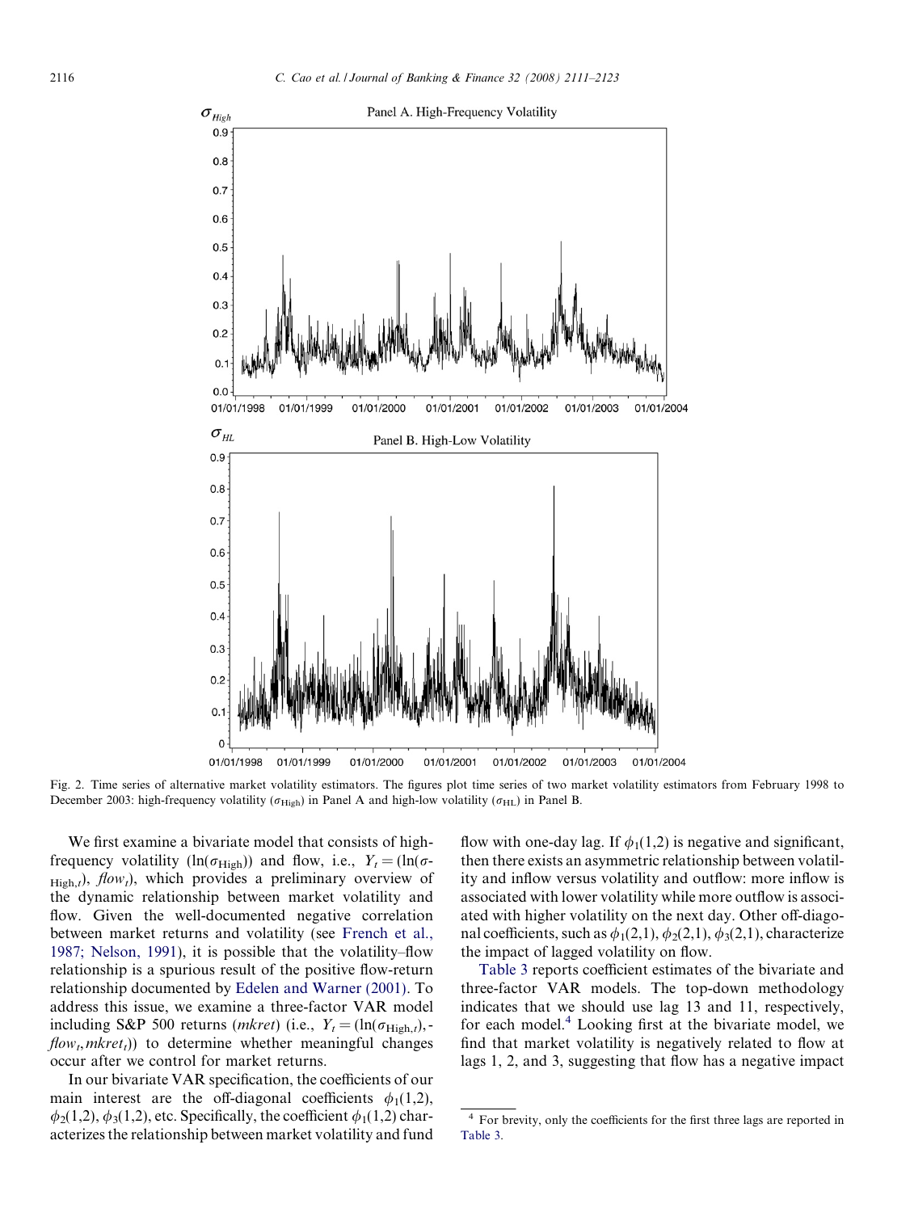Fig. 2. Time series of alternative market volatility estimators. The figures plot time series of two market volatility estimators from February 1998 to December 2003: high-frequency volatility ($\sigma_{\text{High}}$) in Panel A and high-low volatility ($\sigma_{\text{HL}}$) in Panel B.

We first examine a bivariate model that consists of high-frequency volatility ($\ln(\sigma_{\text{High}})$) and flow, i.e., $Y_t = (\ln(\sigma_{\text{High},t}), flow_t)$, which provides a preliminary overview of the dynamic relationship between market volatility and flow. Given the well-documented negative correlation between market returns and volatility (see French et al., 1987; Nelson, 1991), it is possible that the volatility–flow relationship is a spurious result of the positive flow-return relationship documented by Edelen and Warner (2001). To address this issue, we examine a three-factor VAR model including S&P 500 returns (*mkret*) (i.e., $Y_t = (\ln(\sigma_{\text{High},t}), flow_t, mkret_t)$) to determine whether meaningful changes occur after we control for market returns.

In our bivariate VAR specification, the coefficients of our main interest are the off-diagonal coefficients $\phi_1(1,2)$, $\phi_2(1,2)$, $\phi_3(1,2)$, etc. Specifically, the coefficient $\phi_1(1,2)$ characterizes the relationship between market volatility and fund flow with one-day lag. If $\phi_1(1,2)$ is negative and significant, then there exists an asymmetric relationship between volatility and inflow versus volatility and outflow: more inflow is associated with lower volatility while more outflow is associated with higher volatility on the next day. Other off-diagonal coefficients, such as $\phi_1(2,1)$, $\phi_2(2,1)$, $\phi_3(2,1)$, characterize the impact of lagged volatility on flow.

Table 3 reports coefficient estimates of the bivariate and three-factor VAR models. The top-down methodology indicates that we should use lag 13 and 11, respectively, for each model.[4] Looking first at the bivariate model, we find that market volatility is negatively related to flow at lags 1, 2, and 3, suggesting that flow has a negative impact

[4] For brevity, only the coefficients for the first three lags are reported in Table 3.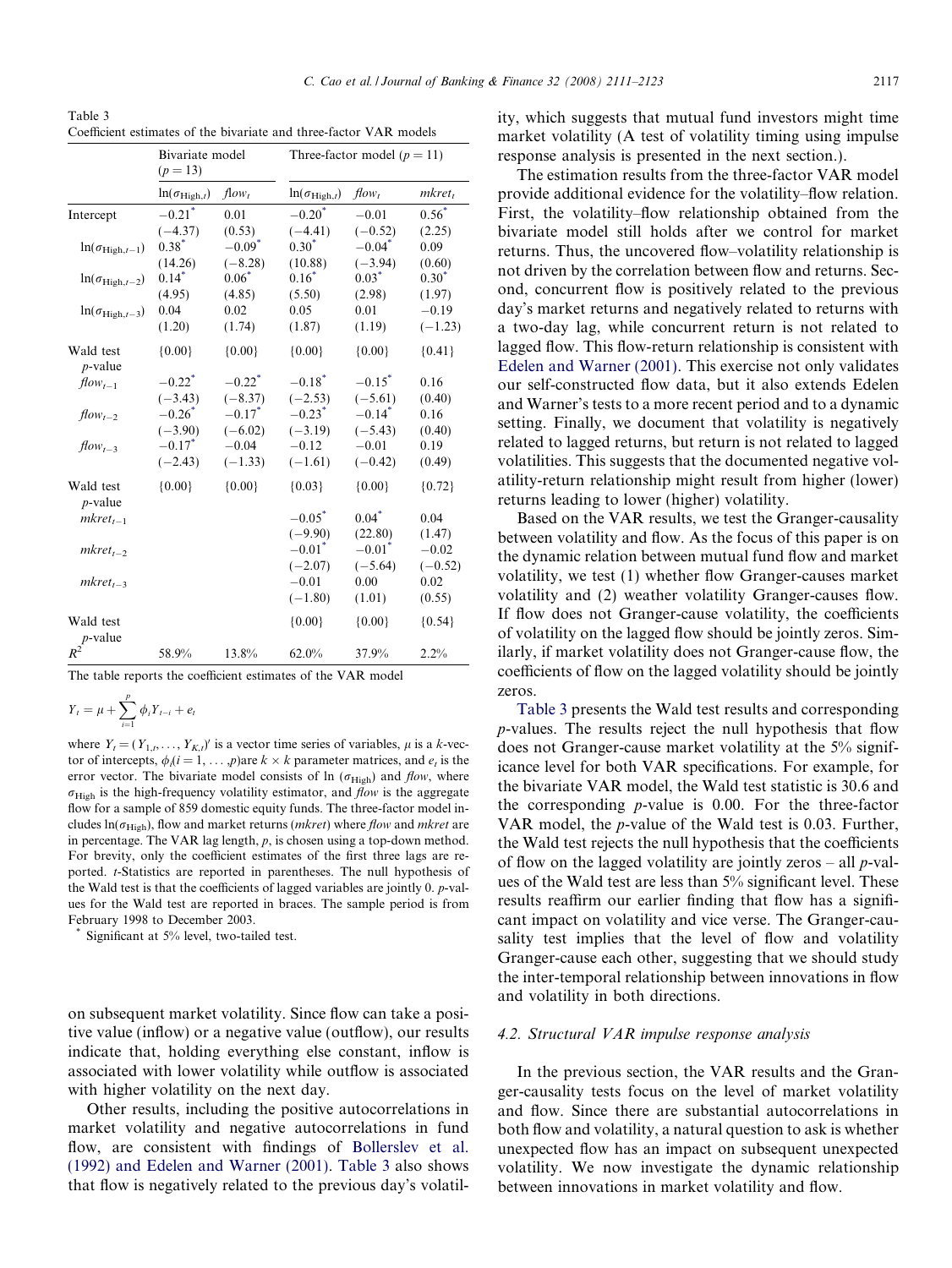Table 3
Coefficient estimates of the bivariate and three-factor VAR models

| | Bivariate model ($p = 13$) | | Three-factor model ($p = 11$) | | |
|---|---|---|---|---|---|
| | $\ln(\sigma_{\text{High},t})$ | $flow_t$ | $\ln(\sigma_{\text{High},t})$ | $flow_t$ | $mkret_t$ |
| Intercept | $-0.21^*$ | 0.01 | $-0.20^*$ | $-0.01$ | $0.56^*$ |
| | $(-4.37)$ | (0.53) | $(-4.41)$ | $(-0.52)$ | (2.25) |
| $\ln(\sigma_{\text{High},t-1})$ | $0.38^*$ | $-0.09^*$ | $0.30^*$ | $-0.04^*$ | 0.09 |
| | (14.26) | $(-8.28)$ | (10.88) | $(-3.94)$ | (0.60) |
| $\ln(\sigma_{\text{High},t-2})$ | $0.14^*$ | $0.06^*$ | $0.16^*$ | $0.03^*$ | $0.30^*$ |
| | (4.95) | (4.85) | (5.50) | (2.98) | (1.97) |
| $\ln(\sigma_{\text{High},t-3})$ | 0.04 | 0.02 | 0.05 | 0.01 | $-0.19$ |
| | (1.20) | (1.74) | (1.87) | (1.19) | $(-1.23)$ |
| Wald test $p$-value | {0.00} | {0.00} | {0.00} | {0.00} | {0.41} |
| $flow_{t-1}$ | $-0.22^*$ | $-0.22^*$ | $-0.18^*$ | $-0.15^*$ | 0.16 |
| | $(-3.43)$ | $(-8.37)$ | $(-2.53)$ | $(-5.61)$ | (0.40) |
| $flow_{t-2}$ | $-0.26^*$ | $-0.17^*$ | $-0.23^*$ | $-0.14^*$ | 0.16 |
| | $(-3.90)$ | $(-6.02)$ | $(-3.19)$ | $(-5.43)$ | (0.40) |
| $flow_{t-3}$ | $-0.17^*$ | $-0.04$ | $-0.12$ | $-0.01$ | 0.19 |
| | $(-2.43)$ | $(-1.33)$ | $(-1.61)$ | $(-0.42)$ | (0.49) |
| Wald test $p$-value | {0.00} | {0.00} | {0.03} | {0.00} | {0.72} |
| $mkret_{t-1}$ | | | $-0.05^*$ | $0.04^*$ | 0.04 |
| | | | $(-9.90)$ | (22.80) | (1.47) |
| $mkret_{t-2}$ | | | $-0.01^*$ | $-0.01^*$ | $-0.02$ |
| | | | $(-2.07)$ | $(-5.64)$ | $(-0.52)$ |
| $mkret_{t-3}$ | | | $-0.01$ | 0.00 | 0.02 |
| | | | $(-1.80)$ | (1.01) | (0.55) |
| Wald test $p$-value | | | {0.00} | {0.00} | {0.54} |
| $R^2$ | 58.9% | 13.8% | 62.0% | 37.9% | 2.2% |

The table reports the coefficient estimates of the VAR model

$$Y_t = \mu + \sum_{i=1}^{p} \phi_i Y_{t-i} + e_t$$

where $Y_t = (Y_{1,t}, \ldots, Y_{K,t})'$ is a vector time series of variables, $\mu$ is a $k$-vector of intercepts, $\phi_i (i = 1, \ldots, p)$are $k \times k$ parameter matrices, and $e_t$ is the error vector. The bivariate model consists of ln ($\sigma_{\text{High}}$) and *flow*, where $\sigma_{\text{High}}$ is the high-frequency volatility estimator, and *flow* is the aggregate flow for a sample of 859 domestic equity funds. The three-factor model includes $\ln(\sigma_{\text{High}})$, flow and market returns (*mkret*) where *flow* and *mkret* are in percentage. The VAR lag length, $p$, is chosen using a top-down method. For brevity, only the coefficient estimates of the first three lags are reported. $t$-Statistics are reported in parentheses. The null hypothesis of the Wald test is that the coefficients of lagged variables are jointly 0. $p$-values for the Wald test are reported in braces. The sample period is from February 1998 to December 2003.

\* Significant at 5% level, two-tailed test.

on subsequent market volatility. Since flow can take a positive value (inflow) or a negative value (outflow), our results indicate that, holding everything else constant, inflow is associated with lower volatility while outflow is associated with higher volatility on the next day.

Other results, including the positive autocorrelations in market volatility and negative autocorrelations in fund flow, are consistent with findings of Bollerslev et al. (1992) and Edelen and Warner (2001). Table 3 also shows that flow is negatively related to the previous day's volatility, which suggests that mutual fund investors might time market volatility (A test of volatility timing using impulse response analysis is presented in the next section.).

The estimation results from the three-factor VAR model provide additional evidence for the volatility–flow relation. First, the volatility–flow relationship obtained from the bivariate model still holds after we control for market returns. Thus, the uncovered flow–volatility relationship is not driven by the correlation between flow and returns. Second, concurrent flow is positively related to the previous day's market returns and negatively related to returns with a two-day lag, while concurrent return is not related to lagged flow. This flow-return relationship is consistent with Edelen and Warner (2001). This exercise not only validates our self-constructed flow data, but it also extends Edelen and Warner's tests to a more recent period and to a dynamic setting. Finally, we document that volatility is negatively related to lagged returns, but return is not related to lagged volatilities. This suggests that the documented negative volatility-return relationship might result from higher (lower) returns leading to lower (higher) volatility.

Based on the VAR results, we test the Granger-causality between volatility and flow. As the focus of this paper is on the dynamic relation between mutual fund flow and market volatility, we test (1) whether flow Granger-causes market volatility and (2) weather volatility Granger-causes flow. If flow does not Granger-cause volatility, the coefficients of volatility on the lagged flow should be jointly zeros. Similarly, if market volatility does not Granger-cause flow, the coefficients of flow on the lagged volatility should be jointly zeros.

Table 3 presents the Wald test results and corresponding $p$-values. The results reject the null hypothesis that flow does not Granger-cause market volatility at the 5% significance level for both VAR specifications. For example, for the bivariate VAR model, the Wald test statistic is 30.6 and the corresponding $p$-value is 0.00. For the three-factor VAR model, the $p$-value of the Wald test is 0.03. Further, the Wald test rejects the null hypothesis that the coefficients of flow on the lagged volatility are jointly zeros – all $p$-values of the Wald test are less than 5% significant level. These results reaffirm our earlier finding that flow has a significant impact on volatility and vice verse. The Granger-causality test implies that the level of flow and volatility Granger-cause each other, suggesting that we should study the inter-temporal relationship between innovations in flow and volatility in both directions.

### 4.2. Structural VAR impulse response analysis

In the previous section, the VAR results and the Granger-causality tests focus on the level of market volatility and flow. Since there are substantial autocorrelations in both flow and volatility, a natural question to ask is whether unexpected flow has an impact on subsequent unexpected volatility. We now investigate the dynamic relationship between innovations in market volatility and flow.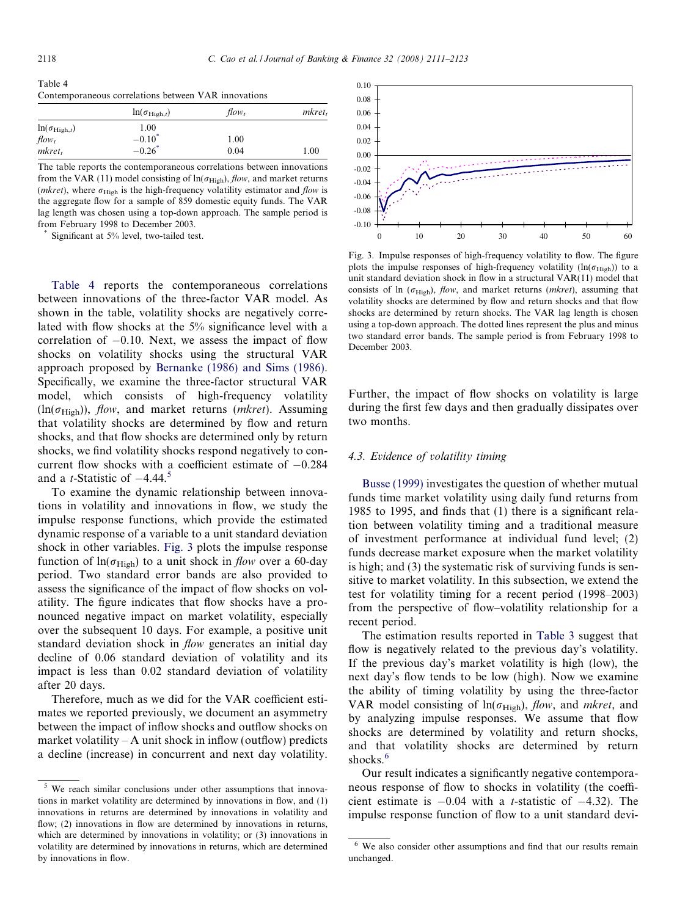Table 4
Contemporaneous correlations between VAR innovations

| | $\ln(\sigma_{\mathrm{High},t})$ | *flow*$_t$ | *mkret*$_t$ |
|---|---|---|---|
| $\ln(\sigma_{\mathrm{High},t})$ | 1.00 | | |
| *flow*$_t$ | −0.10* | 1.00 | |
| *mkret*$_t$ | −0.26* | 0.04 | 1.00 |

The table reports the contemporaneous correlations between innovations from the VAR (11) model consisting of $\ln(\sigma_{\mathrm{High}})$, *flow*, and market returns (*mkret*), where $\sigma_{\mathrm{High}}$ is the high-frequency volatility estimator and *flow* is the aggregate flow for a sample of 859 domestic equity funds. The VAR lag length was chosen using a top-down approach. The sample period is from February 1998 to December 2003.

\* Significant at 5% level, two-tailed test.

Table 4 reports the contemporaneous correlations between innovations of the three-factor VAR model. As shown in the table, volatility shocks are negatively correlated with flow shocks at the 5% significance level with a correlation of −0.10. Next, we assess the impact of flow shocks on volatility shocks using the structural VAR approach proposed by Bernanke (1986) and Sims (1986). Specifically, we examine the three-factor structural VAR model, which consists of high-frequency volatility ($\ln(\sigma_{\mathrm{High}})$), *flow*, and market returns (*mkret*). Assuming that volatility shocks are determined by flow and return shocks, and that flow shocks are determined only by return shocks, we find volatility shocks respond negatively to concurrent flow shocks with a coefficient estimate of −0.284 and a *t*-Statistic of −4.44.[5]

To examine the dynamic relationship between innovations in volatility and innovations in flow, we study the impulse response functions, which provide the estimated dynamic response of a variable to a unit standard deviation shock in other variables. Fig. 3 plots the impulse response function of $\ln(\sigma_{\mathrm{High}})$ to a unit shock in *flow* over a 60-day period. Two standard error bands are also provided to assess the significance of the impact of flow shocks on volatility. The figure indicates that flow shocks have a pronounced negative impact on market volatility, especially over the subsequent 10 days. For example, a positive unit standard deviation shock in *flow* generates an initial day decline of 0.06 standard deviation of volatility and its impact is less than 0.02 standard deviation of volatility after 20 days.

Therefore, much as we did for the VAR coefficient estimates we reported previously, we document an asymmetry between the impact of inflow shocks and outflow shocks on market volatility – A unit shock in inflow (outflow) predicts a decline (increase) in concurrent and next day volatility.

Fig. 3. Impulse responses of high-frequency volatility to flow. The figure plots the impulse responses of high-frequency volatility ($\ln(\sigma_{\mathrm{High}})$) to a unit standard deviation shock in flow in a structural VAR(11) model that consists of ln ($\sigma_{\mathrm{High}}$), *flow*, and market returns (*mkret*), assuming that volatility shocks are determined by flow and return shocks and that flow shocks are determined by return shocks. The VAR lag length is chosen using a top-down approach. The dotted lines represent the plus and minus two standard error bands. The sample period is from February 1998 to December 2003.

Further, the impact of flow shocks on volatility is large during the first few days and then gradually dissipates over two months.

### 4.3. Evidence of volatility timing

Busse (1999) investigates the question of whether mutual funds time market volatility using daily fund returns from 1985 to 1995, and finds that (1) there is a significant relation between volatility timing and a traditional measure of investment performance at individual fund level; (2) funds decrease market exposure when the market volatility is high; and (3) the systematic risk of surviving funds is sensitive to market volatility. In this subsection, we extend the test for volatility timing for a recent period (1998–2003) from the perspective of flow–volatility relationship for a recent period.

The estimation results reported in Table 3 suggest that flow is negatively related to the previous day's volatility. If the previous day's market volatility is high (low), the next day's flow tends to be low (high). Now we examine the ability of timing volatility by using the three-factor VAR model consisting of $\ln(\sigma_{\mathrm{High}})$, *flow*, and *mkret*, and by analyzing impulse responses. We assume that flow shocks are determined by volatility and return shocks, and that volatility shocks are determined by return shocks.[6]

Our result indicates a significantly negative contemporaneous response of flow to shocks in volatility (the coefficient estimate is −0.04 with a *t*-statistic of −4.32). The impulse response function of flow to a unit standard devi-

[5] We reach similar conclusions under other assumptions that innovations in market volatility are determined by innovations in flow, and (1) innovations in returns are determined by innovations in volatility and flow; (2) innovations in flow are determined by innovations in returns, which are determined by innovations in volatility; or (3) innovations in volatility are determined by innovations in returns, which are determined by innovations in flow.

[6] We also consider other assumptions and find that our results remain unchanged.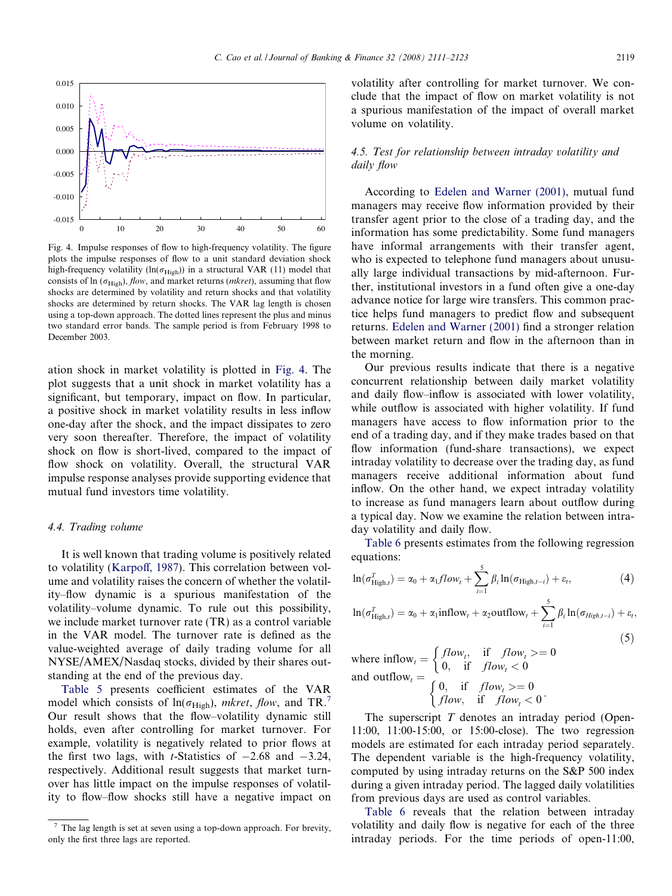Fig. 4. Impulse responses of flow to high-frequency volatility. The figure plots the impulse responses of flow to a unit standard deviation shock high-frequency volatility ($\ln(\sigma_{\text{High}})$) in a structural VAR (11) model that consists of $\ln(\sigma_{\text{High}})$, *flow*, and market returns (*mkret*), assuming that flow shocks are determined by volatility and return shocks and that volatility shocks are determined by return shocks. The VAR lag length is chosen using a top-down approach. The dotted lines represent the plus and minus two standard error bands. The sample period is from February 1998 to December 2003.

ation shock in market volatility is plotted in Fig. 4. The plot suggests that a unit shock in market volatility has a significant, but temporary, impact on flow. In particular, a positive shock in market volatility results in less inflow one-day after the shock, and the impact dissipates to zero very soon thereafter. Therefore, the impact of volatility shock on flow is short-lived, compared to the impact of flow shock on volatility. Overall, the structural VAR impulse response analyses provide supporting evidence that mutual fund investors time volatility.

### 4.4. Trading volume

It is well known that trading volume is positively related to volatility (Karpoff, 1987). This correlation between volume and volatility raises the concern of whether the volatility–flow dynamic is a spurious manifestation of the volatility–volume dynamic. To rule out this possibility, we include market turnover rate (TR) as a control variable in the VAR model. The turnover rate is defined as the value-weighted average of daily trading volume for all NYSE/AMEX/Nasdaq stocks, divided by their shares outstanding at the end of the previous day.

Table 5 presents coefficient estimates of the VAR model which consists of $\ln(\sigma_{\text{High}})$, *mkret*, *flow*, and TR.[7] Our result shows that the flow–volatility dynamic still holds, even after controlling for market turnover. For example, volatility is negatively related to prior flows at the first two lags, with *t*-Statistics of −2.68 and −3.24, respectively. Additional result suggests that market turnover has little impact on the impulse responses of volatility to flow–flow shocks still have a negative impact on volatility after controlling for market turnover. We conclude that the impact of flow on market volatility is not a spurious manifestation of the impact of overall market volume on volatility.

[7] The lag length is set at seven using a top-down approach. For brevity, only the first three lags are reported.

### 4.5. Test for relationship between intraday volatility and daily flow

According to Edelen and Warner (2001), mutual fund managers may receive flow information provided by their transfer agent prior to the close of a trading day, and the information has some predictability. Some fund managers have informal arrangements with their transfer agent, who is expected to telephone fund managers about unusually large individual transactions by mid-afternoon. Further, institutional investors in a fund often give a one-day advance notice for large wire transfers. This common practice helps fund managers to predict flow and subsequent returns. Edelen and Warner (2001) find a stronger relation between market return and flow in the afternoon than in the morning.

Our previous results indicate that there is a negative concurrent relationship between daily market volatility and daily flow–inflow is associated with lower volatility, while outflow is associated with higher volatility. If fund managers have access to flow information prior to the end of a trading day, and if they make trades based on that flow information (fund-share transactions), we expect intraday volatility to decrease over the trading day, as fund managers receive additional information about fund inflow. On the other hand, we expect intraday volatility to increase as fund managers learn about outflow during a typical day. Now we examine the relation between intraday volatility and daily flow.

Table 6 presents estimates from the following regression equations:

$$\ln(\sigma^{T}_{\text{High},t}) = \alpha_0 + \alpha_1 flow_t + \sum_{i=1}^{5} \beta_i \ln(\sigma_{\text{High},t-i}) + \varepsilon_t, \tag{4}$$

$$\ln(\sigma^{T}_{\text{High},t}) = \alpha_0 + \alpha_1 \text{inflow}_t + \alpha_2 \text{outflow}_t + \sum_{i=1}^{5} \beta_i \ln(\sigma_{High,t-i}) + \varepsilon_t, \tag{5}$$

where $\text{inflow}_t = \begin{cases} flow_t, & \text{if} \quad flow_t >= 0 \\ 0, & \text{if} \quad flow_t < 0 \end{cases}$
and $\text{outflow}_t = \begin{cases} 0, & \text{if} \quad flow_t >= 0 \\ flow_t & \text{if} \quad flow_t < 0 \end{cases}$.

The superscript $T$ denotes an intraday period (Open-11:00, 11:00-15:00, or 15:00-close). The two regression models are estimated for each intraday period separately. The dependent variable is the high-frequency volatility, computed by using intraday returns on the S&P 500 index during a given intraday period. The lagged daily volatilities from previous days are used as control variables.

Table 6 reveals that the relation between intraday volatility and daily flow is negative for each of the three intraday periods. For the time periods of open-11:00,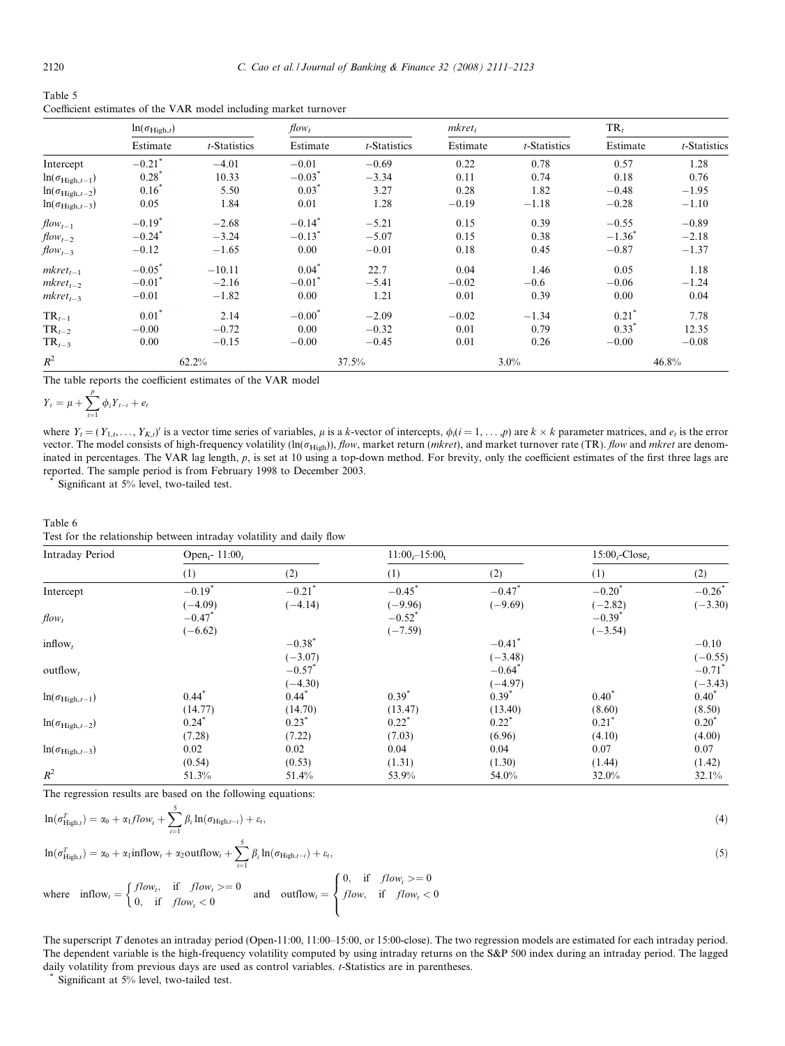Table 5
Coefficient estimates of the VAR model including market turnover

| | $\ln(\sigma_{\text{High},t})$ | | $flow_t$ | | $mkret_t$ | | $\text{TR}_t$ | |
|---|---|---|---|---|---|---|---|---|
| | Estimate | $t$-Statistics | Estimate | $t$-Statistics | Estimate | $t$-Statistics | Estimate | $t$-Statistics |
| Intercept | −0.21* | −4.01 | −0.01 | −0.69 | 0.22 | 0.78 | 0.57 | 1.28 |
| $\ln(\sigma_{\text{High},t-1})$ | 0.28* | 10.33 | −0.03* | −3.34 | 0.11 | 0.74 | 0.18 | 0.76 |
| $\ln(\sigma_{\text{High},t-2})$ | 0.16* | 5.50 | 0.03* | 3.27 | 0.28 | 1.82 | −0.48 | −1.95 |
| $\ln(\sigma_{\text{High},t-3})$ | 0.05 | 1.84 | 0.01 | 1.28 | −0.19 | −1.18 | −0.28 | −1.10 |
| $flow_{t-1}$ | −0.19* | −2.68 | −0.14* | −5.21 | 0.15 | 0.39 | −0.55 | −0.89 |
| $flow_{t-2}$ | −0.24* | −3.24 | −0.13* | −5.07 | 0.15 | 0.38 | −1.36* | −2.18 |
| $flow_{t-3}$ | −0.12 | −1.65 | 0.00 | −0.01 | 0.18 | 0.45 | −0.87 | −1.37 |
| $mkret_{t-1}$ | −0.05* | −10.11 | 0.04* | 22.7 | 0.04 | 1.46 | 0.05 | 1.18 |
| $mkret_{t-2}$ | −0.01* | −2.16 | −0.01* | −5.41 | −0.02 | −0.6 | −0.06 | −1.24 |
| $mkret_{t-3}$ | −0.01 | −1.82 | 0.00 | 1.21 | 0.01 | 0.39 | 0.00 | 0.04 |
| $\text{TR}_{t-1}$ | 0.01* | 2.14 | −0.00* | −2.09 | −0.02 | −1.34 | 0.21* | 7.78 |
| $\text{TR}_{t-2}$ | −0.00 | −0.72 | 0.00 | −0.32 | 0.01 | 0.79 | 0.33* | 12.35 |
| $\text{TR}_{t-3}$ | 0.00 | −0.15 | −0.00 | −0.45 | 0.01 | 0.26 | −0.00 | −0.08 |
| $R^2$ | 62.2% | | 37.5% | | 3.0% | | 46.8% | |

The table reports the coefficient estimates of the VAR model

$$Y_t = \mu + \sum_{i=1}^{p} \phi_i Y_{t-i} + e_t$$

where $Y_t = (Y_{1,t}, \ldots, Y_{K,t})'$ is a vector time series of variables, $\mu$ is a $k$-vector of intercepts, $\phi_i (i = 1, \ldots, p)$ are $k \times k$ parameter matrices, and $e_t$ is the error vector. The model consists of high-frequency volatility ($\ln(\sigma_{\text{High}})$), *flow*, market return (*mkret*), and market turnover rate (TR). *flow* and *mkret* are denominated in percentages. The VAR lag length, $p$, is set at 10 using a top-down method. For brevity, only the coefficient estimates of the first three lags are reported. The sample period is from February 1998 to December 2003.

\* Significant at 5% level, two-tailed test.

Table 6
Test for the relationship between intraday volatility and daily flow

| Intraday Period | Open$_t$- 11:00$_t$ | | 11:00$_t$–15:00$_t$ | | 15:00$_t$-Close$_t$ | |
|---|---|---|---|---|---|---|
| | (1) | (2) | (1) | (2) | (1) | (2) |
| Intercept | −0.19* | −0.21* | −0.45* | −0.47* | −0.20* | −0.26* |
| | (−4.09) | (−4.14) | (−9.96) | (−9.69) | (−2.82) | (−3.30) |
| $flow_t$ | −0.47* | | −0.52* | | −0.39* | |
| | (−6.62) | | (−7.59) | | (−3.54) | |
| $\text{inflow}_t$ | | −0.38* | | −0.41* | | −0.10 |
| | | (−3.07) | | (−3.48) | | (−0.55) |
| $\text{outflow}_t$ | | −0.57* | | −0.64* | | −0.71* |
| | | (−4.30) | | (−4.97) | | (−3.43) |
| $\ln(\sigma_{\text{High},t-1})$ | 0.44* | 0.44* | 0.39* | 0.39* | 0.40* | 0.40* |
| | (14.77) | (14.70) | (13.47) | (13.40) | (8.60) | (8.50) |
| $\ln(\sigma_{\text{High},t-2})$ | 0.24* | 0.23* | 0.22* | 0.22* | 0.21* | 0.20* |
| | (7.28) | (7.22) | (7.03) | (6.96) | (4.10) | (4.00) |
| $\ln(\sigma_{\text{High},t-3})$ | 0.02 | 0.02 | 0.04 | 0.04 | 0.07 | 0.07 |
| | (0.54) | (0.53) | (1.31) | (1.30) | (1.44) | (1.42) |
| $R^2$ | 51.3% | 51.4% | 53.9% | 54.0% | 32.0% | 32.1% |

The regression results are based on the following equations:

$$\ln(\sigma^T_{\text{High},t}) = \alpha_0 + \alpha_1 flow_t + \sum_{i=1}^{5} \beta_i \ln(\sigma_{\text{High},t-i}) + \varepsilon_t, \tag{4}$$

$$\ln(\sigma^T_{\text{High},t}) = \alpha_0 + \alpha_1 \text{inflow}_t + \alpha_2 \text{outflow}_t + \sum_{i=1}^{5} \beta_i \ln(\sigma_{\text{High},t-i}) + \varepsilon_t, \tag{5}$$

where $\text{inflow}_t = \begin{cases} flow_t, & \text{if} \quad flow_t >= 0 \\ 0, & \text{if} \quad flow_t < 0 \end{cases}$ and $\text{outflow}_t = \begin{cases} 0, & \text{if} \quad flow_t >= 0 \\ flow, & \text{if} \quad flow_t < 0 \end{cases}$

The superscript $T$ denotes an intraday period (Open-11:00, 11:00–15:00, or 15:00-close). The two regression models are estimated for each intraday period. The dependent variable is the high-frequency volatility computed by using intraday returns on the S&P 500 index during an intraday period. The lagged daily volatility from previous days are used as control variables. $t$-Statistics are in parentheses.

\* Significant at 5% level, two-tailed test.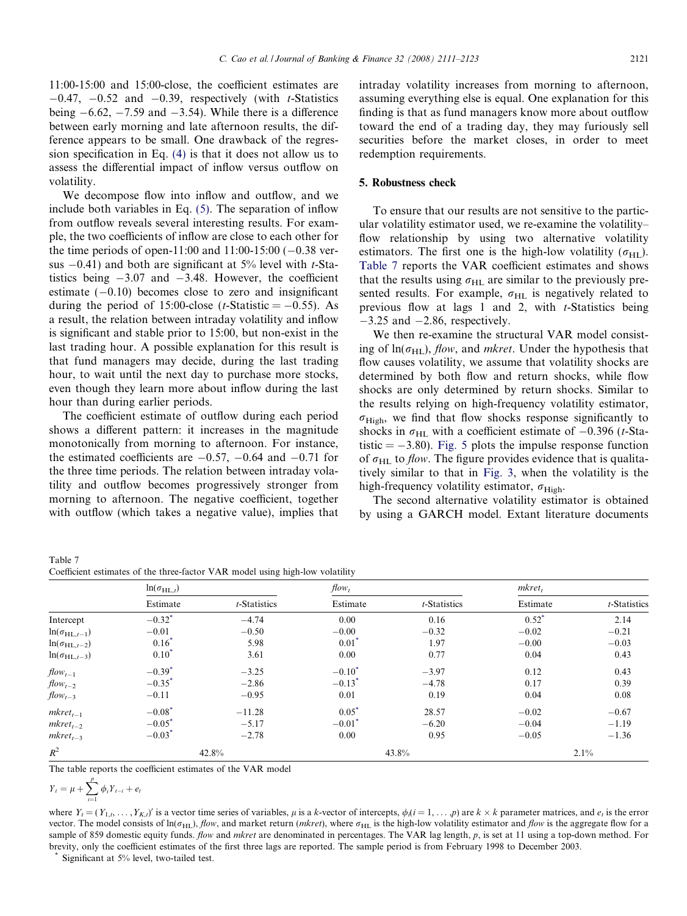11:00-15:00 and 15:00-close, the coefficient estimates are −0.47, −0.52 and −0.39, respectively (with *t*-Statistics being −6.62, −7.59 and −3.54). While there is a difference between early morning and late afternoon results, the difference appears to be small. One drawback of the regression specification in Eq. (4) is that it does not allow us to assess the differential impact of inflow versus outflow on volatility.

We decompose flow into inflow and outflow, and we include both variables in Eq. (5). The separation of inflow from outflow reveals several interesting results. For example, the two coefficients of inflow are close to each other for the time periods of open-11:00 and 11:00-15:00 (−0.38 versus −0.41) and both are significant at 5% level with *t*-Statistics being −3.07 and −3.48. However, the coefficient estimate (−0.10) becomes close to zero and insignificant during the period of 15:00-close (*t*-Statistic = −0.55). As a result, the relation between intraday volatility and inflow is significant and stable prior to 15:00, but non-exist in the last trading hour. A possible explanation for this result is that fund managers may decide, during the last trading hour, to wait until the next day to purchase more stocks, even though they learn more about inflow during the last hour than during earlier periods.

The coefficient estimate of outflow during each period shows a different pattern: it increases in the magnitude monotonically from morning to afternoon. For instance, the estimated coefficients are −0.57, −0.64 and −0.71 for the three time periods. The relation between intraday volatility and outflow becomes progressively stronger from morning to afternoon. The negative coefficient, together with outflow (which takes a negative value), implies that intraday volatility increases from morning to afternoon, assuming everything else is equal. One explanation for this finding is that as fund managers know more about outflow toward the end of a trading day, they may furiously sell securities before the market closes, in order to meet redemption requirements.

## 5. Robustness check

To ensure that our results are not sensitive to the particular volatility estimator used, we re-examine the volatility–flow relationship by using two alternative volatility estimators. The first one is the high-low volatility ($\sigma_{\text{HL}}$). Table 7 reports the VAR coefficient estimates and shows that the results using $\sigma_{\text{HL}}$ are similar to the previously presented results. For example, $\sigma_{\text{HL}}$ is negatively related to previous flow at lags 1 and 2, with *t*-Statistics being −3.25 and −2.86, respectively.

We then re-examine the structural VAR model consisting of $\ln(\sigma_{\text{HL}})$, *flow*, and *mkret*. Under the hypothesis that flow causes volatility, we assume that volatility shocks are determined by both flow and return shocks, while flow shocks are only determined by return shocks. Similar to the results relying on high-frequency volatility estimator, $\sigma_{\text{High}}$, we find that flow shocks response significantly to shocks in $\sigma_{\text{HL}}$ with a coefficient estimate of −0.396 (*t*-Statistic = −3.80). Fig. 5 plots the impulse response function of $\sigma_{\text{HL}}$ to *flow*. The figure provides evidence that is qualitatively similar to that in Fig. 3, when the volatility is the high-frequency volatility estimator, $\sigma_{\text{High}}$.

The second alternative volatility estimator is obtained by using a GARCH model. Extant literature documents

Table 7
Coefficient estimates of the three-factor VAR model using high-low volatility

| | $\ln(\sigma_{\text{HL},t})$ | | $flow_t$ | | $mkret_t$ | |
|---|---|---|---|---|---|---|
| | Estimate | *t*-Statistics | Estimate | *t*-Statistics | Estimate | *t*-Statistics |
| Intercept | −0.32* | −4.74 | 0.00 | 0.16 | 0.52* | 2.14 |
| $\ln(\sigma_{\text{HL},t-1})$ | −0.01 | −0.50 | −0.00 | −0.32 | −0.02 | −0.21 |
| $\ln(\sigma_{\text{HL},t-2})$ | 0.16* | 5.98 | 0.01* | 1.97 | −0.00 | −0.03 |
| $\ln(\sigma_{\text{HL},t-3})$ | 0.10* | 3.61 | 0.00 | 0.77 | 0.04 | 0.43 |
| $flow_{t-1}$ | −0.39* | −3.25 | −0.10* | −3.97 | 0.12 | 0.43 |
| $flow_{t-2}$ | −0.35* | −2.86 | −0.13* | −4.78 | 0.17 | 0.39 |
| $flow_{t-3}$ | −0.11 | −0.95 | 0.01 | 0.19 | 0.04 | 0.08 |
| $mkret_{t-1}$ | −0.08* | −11.28 | 0.05* | 28.57 | −0.02 | −0.67 |
| $mkret_{t-2}$ | −0.05* | −5.17 | −0.01* | −6.20 | −0.04 | −1.19 |
| $mkret_{t-3}$ | −0.03* | −2.78 | 0.00 | 0.95 | −0.05 | −1.36 |
| $R^2$ | 42.8% | | 43.8% | | 2.1% | |

The table reports the coefficient estimates of the VAR model

$$Y_t = \mu + \sum_{i=1}^{p} \phi_i Y_{t-i} + e_t$$

where $Y_t = (Y_{1,t}, \ldots, Y_{K,t})'$ is a vector time series of variables, $\mu$ is a *k*-vector of intercepts, $\phi_i (i = 1, \ldots, p)$ are $k \times k$ parameter matrices, and $e_t$ is the error vector. The model consists of $\ln(\sigma_{\text{HL}})$, *flow*, and market return (*mkret*), where $\sigma_{\text{HL}}$ is the high-low volatility estimator and *flow* is the aggregate flow for a sample of 859 domestic equity funds. *flow* and *mkret* are denominated in percentages. The VAR lag length, *p*, is set at 11 using a top-down method. For brevity, only the coefficient estimates of the first three lags are reported. The sample period is from February 1998 to December 2003.

* Significant at 5% level, two-tailed test.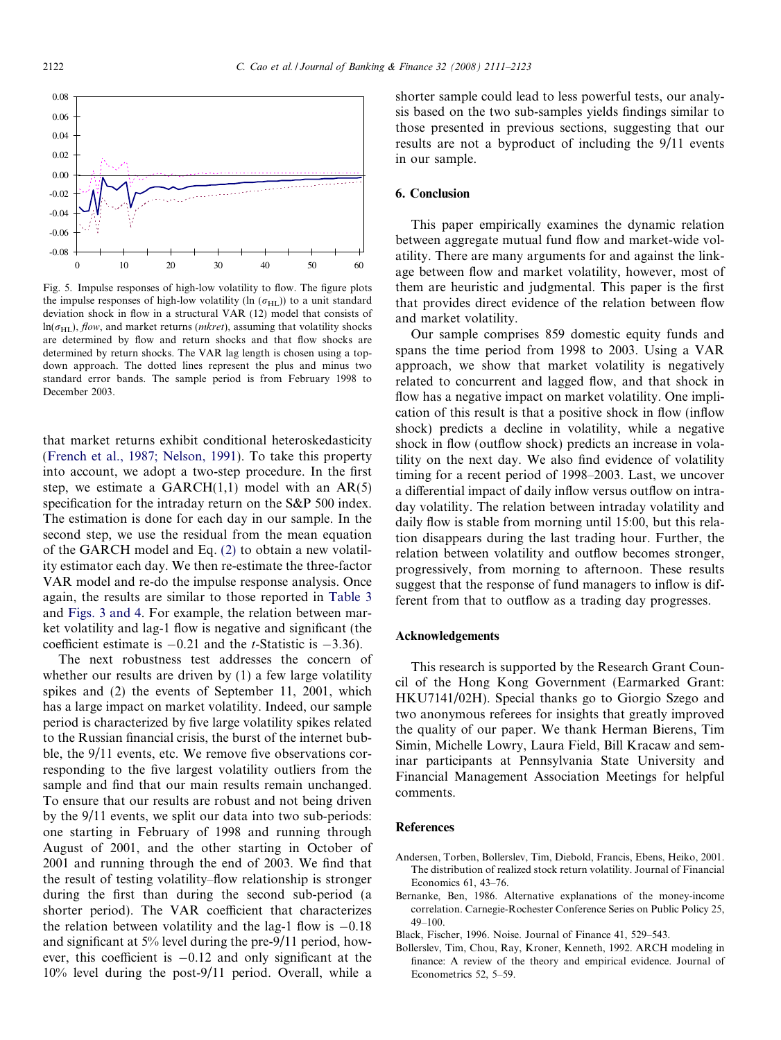Fig. 5. Impulse responses of high-low volatility to flow. The figure plots the impulse responses of high-low volatility ($\ln(\sigma_{HL})$) to a unit standard deviation shock in flow in a structural VAR (12) model that consists of $\ln(\sigma_{HL})$, *flow*, and market returns (*mkret*), assuming that volatility shocks are determined by flow and return shocks and that flow shocks are determined by return shocks. The VAR lag length is chosen using a top-down approach. The dotted lines represent the plus and minus two standard error bands. The sample period is from February 1998 to December 2003.

that market returns exhibit conditional heteroskedasticity (French et al., 1987; Nelson, 1991). To take this property into account, we adopt a two-step procedure. In the first step, we estimate a GARCH(1,1) model with an AR(5) specification for the intraday return on the S&P 500 index. The estimation is done for each day in our sample. In the second step, we use the residual from the mean equation of the GARCH model and Eq. (2) to obtain a new volatility estimator each day. We then re-estimate the three-factor VAR model and re-do the impulse response analysis. Once again, the results are similar to those reported in Table 3 and Figs. 3 and 4. For example, the relation between market volatility and lag-1 flow is negative and significant (the coefficient estimate is $-0.21$ and the $t$-Statistic is $-3.36$).

The next robustness test addresses the concern of whether our results are driven by (1) a few large volatility spikes and (2) the events of September 11, 2001, which has a large impact on market volatility. Indeed, our sample period is characterized by five large volatility spikes related to the Russian financial crisis, the burst of the internet bubble, the 9/11 events, etc. We remove five observations corresponding to the five largest volatility outliers from the sample and find that our main results remain unchanged. To ensure that our results are robust and not being driven by the 9/11 events, we split our data into two sub-periods: one starting in February of 1998 and running through August of 2001, and the other starting in October of 2001 and running through the end of 2003. We find that the result of testing volatility–flow relationship is stronger during the first than during the second sub-period (a shorter period). The VAR coefficient that characterizes the relation between volatility and the lag-1 flow is $-0.18$ and significant at 5% level during the pre-9/11 period, however, this coefficient is $-0.12$ and only significant at the 10% level during the post-9/11 period. Overall, while a shorter sample could lead to less powerful tests, our analysis based on the two sub-samples yields findings similar to those presented in previous sections, suggesting that our results are not a byproduct of including the 9/11 events in our sample.

## 6. Conclusion

This paper empirically examines the dynamic relation between aggregate mutual fund flow and market-wide volatility. There are many arguments for and against the linkage between flow and market volatility, however, most of them are heuristic and judgmental. This paper is the first that provides direct evidence of the relation between flow and market volatility.

Our sample comprises 859 domestic equity funds and spans the time period from 1998 to 2003. Using a VAR approach, we show that market volatility is negatively related to concurrent and lagged flow, and that shock in flow has a negative impact on market volatility. One implication of this result is that a positive shock in flow (inflow shock) predicts a decline in volatility, while a negative shock in flow (outflow shock) predicts an increase in volatility on the next day. We also find evidence of volatility timing for a recent period of 1998–2003. Last, we uncover a differential impact of daily inflow versus outflow on intraday volatility. The relation between intraday volatility and daily flow is stable from morning until 15:00, but this relation disappears during the last trading hour. Further, the relation between volatility and outflow becomes stronger, progressively, from morning to afternoon. These results suggest that the response of fund managers to inflow is different from that to outflow as a trading day progresses.

## Acknowledgements

This research is supported by the Research Grant Council of the Hong Kong Government (Earmarked Grant: HKU7141/02H). Special thanks go to Giorgio Szego and two anonymous referees for insights that greatly improved the quality of our paper. We thank Herman Bierens, Tim Simin, Michelle Lowry, Laura Field, Bill Kracaw and seminar participants at Pennsylvania State University and Financial Management Association Meetings for helpful comments.

## References

Andersen, Torben, Bollerslev, Tim, Diebold, Francis, Ebens, Heiko, 2001. The distribution of realized stock return volatility. Journal of Financial Economics 61, 43–76.

Bernanke, Ben, 1986. Alternative explanations of the money-income correlation. Carnegie-Rochester Conference Series on Public Policy 25, 49–100.

Black, Fischer, 1996. Noise. Journal of Finance 41, 529–543.

Bollerslev, Tim, Chou, Ray, Kroner, Kenneth, 1992. ARCH modeling in finance: A review of the theory and empirical evidence. Journal of Econometrics 52, 5–59.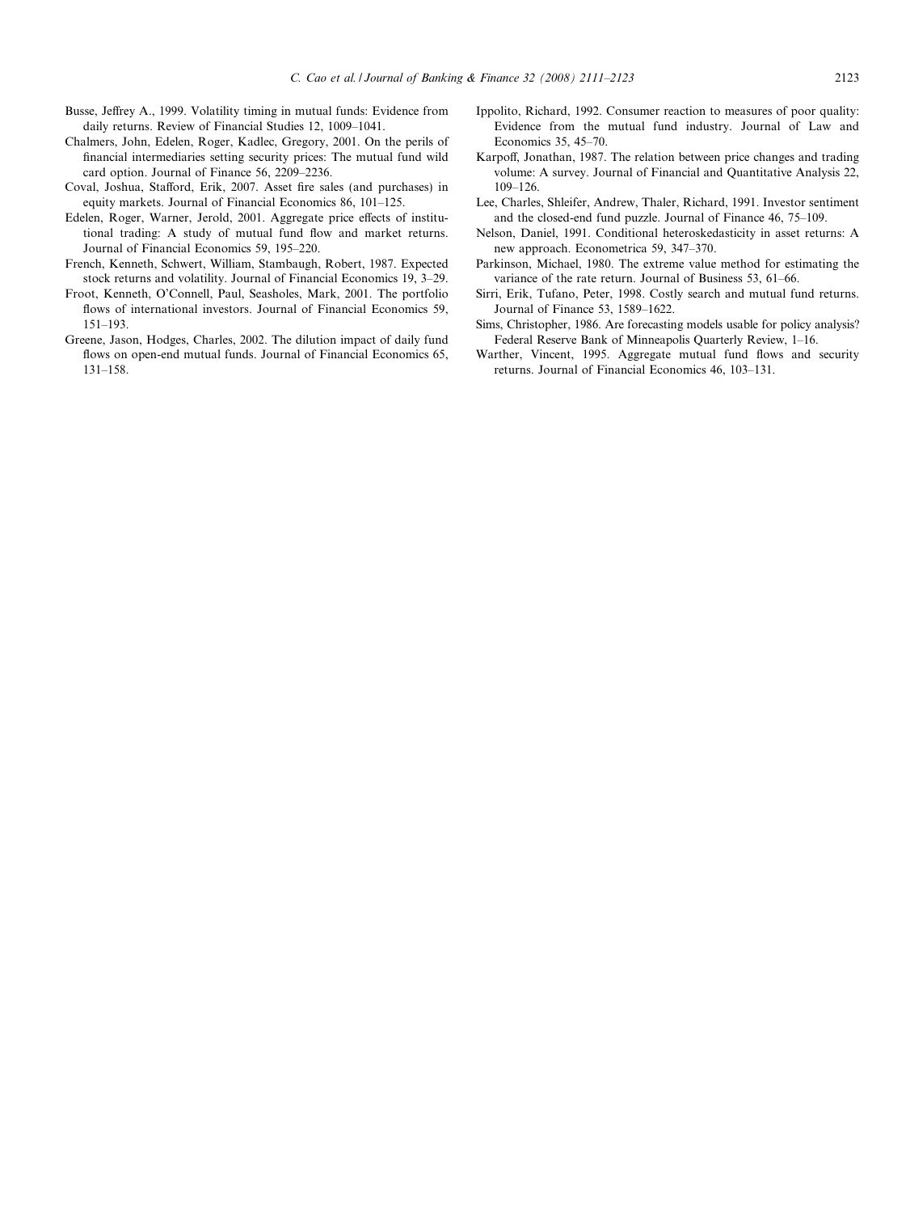Busse, Jeffrey A., 1999. Volatility timing in mutual funds: Evidence from daily returns. Review of Financial Studies 12, 1009–1041.

Chalmers, John, Edelen, Roger, Kadlec, Gregory, 2001. On the perils of financial intermediaries setting security prices: The mutual fund wild card option. Journal of Finance 56, 2209–2236.

Coval, Joshua, Stafford, Erik, 2007. Asset fire sales (and purchases) in equity markets. Journal of Financial Economics 86, 101–125.

Edelen, Roger, Warner, Jerold, 2001. Aggregate price effects of institutional trading: A study of mutual fund flow and market returns. Journal of Financial Economics 59, 195–220.

French, Kenneth, Schwert, William, Stambaugh, Robert, 1987. Expected stock returns and volatility. Journal of Financial Economics 19, 3–29.

Froot, Kenneth, O'Connell, Paul, Seasholes, Mark, 2001. The portfolio flows of international investors. Journal of Financial Economics 59, 151–193.

Greene, Jason, Hodges, Charles, 2002. The dilution impact of daily fund flows on open-end mutual funds. Journal of Financial Economics 65, 131–158.

Ippolito, Richard, 1992. Consumer reaction to measures of poor quality: Evidence from the mutual fund industry. Journal of Law and Economics 35, 45–70.

Karpoff, Jonathan, 1987. The relation between price changes and trading volume: A survey. Journal of Financial and Quantitative Analysis 22, 109–126.

Lee, Charles, Shleifer, Andrew, Thaler, Richard, 1991. Investor sentiment and the closed-end fund puzzle. Journal of Finance 46, 75–109.

Nelson, Daniel, 1991. Conditional heteroskedasticity in asset returns: A new approach. Econometrica 59, 347–370.

Parkinson, Michael, 1980. The extreme value method for estimating the variance of the rate return. Journal of Business 53, 61–66.

Sirri, Erik, Tufano, Peter, 1998. Costly search and mutual fund returns. Journal of Finance 53, 1589–1622.

Sims, Christopher, 1986. Are forecasting models usable for policy analysis? Federal Reserve Bank of Minneapolis Quarterly Review, 1–16.

Warther, Vincent, 1995. Aggregate mutual fund flows and security returns. Journal of Financial Economics 46, 103–131.